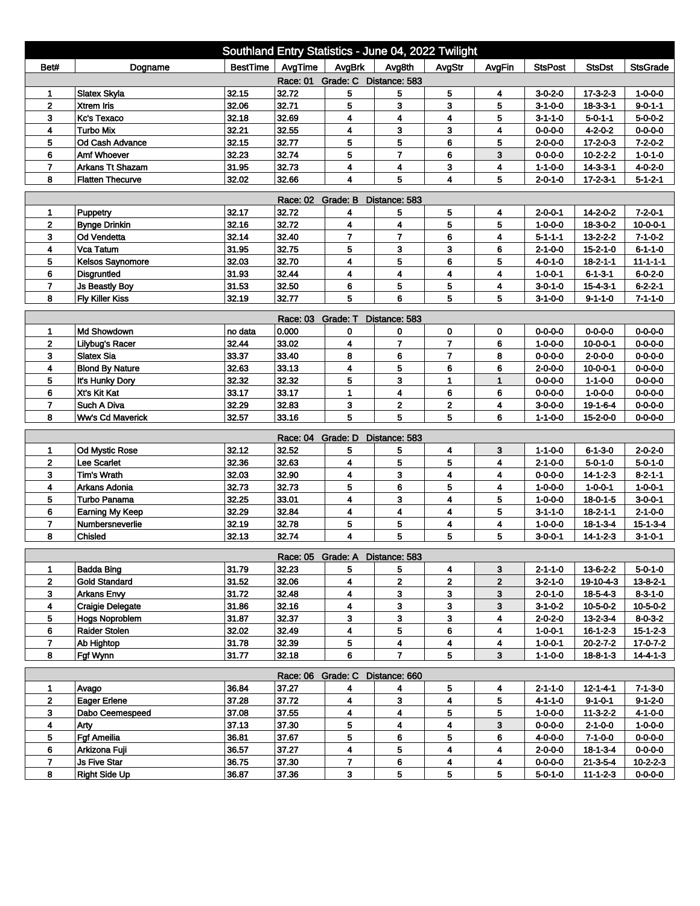# Southland Entry Statistics - June 04, 2022 Twilight

| Bet# | Dogname | BestTime | AvgTime | AvgBrk | Avg8th | AvgStr | AvgFin | StsPost | StsDst | StsGrade |
|---|---|---|---|---|---|---|---|---|---|---|
| Race: 01 Grade: C Distance: 583 | | | | | | | | | | |
| 1 | Slatex Skyla | 32.15 | 32.72 | 5 | 5 | 5 | 4 | 3-0-2-0 | 17-3-2-3 | 1-0-0-0 |
| 2 | Xtrem Iris | 32.06 | 32.71 | 5 | 3 | 3 | 5 | 3-1-0-0 | 18-3-3-1 | 9-0-1-1 |
| 3 | Kc's Texaco | 32.18 | 32.69 | 4 | 4 | 4 | 5 | 3-1-1-0 | 5-0-1-1 | 5-0-0-2 |
| 4 | Turbo Mix | 32.21 | 32.55 | 4 | 3 | 3 | 4 | 0-0-0-0 | 4-2-0-2 | 0-0-0-0 |
| 5 | Od Cash Advance | 32.15 | 32.77 | 5 | 5 | 6 | 5 | 2-0-0-0 | 17-2-0-3 | 7-2-0-2 |
| 6 | Amf Whoever | 32.23 | 32.74 | 5 | 7 | 6 | 3 | 0-0-0-0 | 10-2-2-2 | 1-0-1-0 |
| 7 | Arkans Tt Shazam | 31.95 | 32.73 | 4 | 4 | 3 | 4 | 1-1-0-0 | 14-3-3-1 | 4-0-2-0 |
| 8 | Flatten Thecurve | 32.02 | 32.66 | 4 | 5 | 4 | 5 | 2-0-1-0 | 17-2-3-1 | 5-1-2-1 |
| Race: 02 Grade: B Distance: 583 | | | | | | | | | | |
| 1 | Puppetry | 32.17 | 32.72 | 4 | 5 | 5 | 4 | 2-0-0-1 | 14-2-0-2 | 7-2-0-1 |
| 2 | Bynge Drinkin | 32.16 | 32.72 | 4 | 4 | 5 | 5 | 1-0-0-0 | 18-3-0-2 | 10-0-0-1 |
| 3 | Od Vendetta | 32.14 | 32.40 | 7 | 7 | 6 | 4 | 5-1-1-1 | 13-2-2-2 | 7-1-0-2 |
| 4 | Vca Tatum | 31.95 | 32.75 | 5 | 3 | 3 | 6 | 2-1-0-0 | 15-2-1-0 | 6-1-1-0 |
| 5 | Kelsos Saynomore | 32.03 | 32.70 | 4 | 5 | 6 | 5 | 4-0-1-0 | 18-2-1-1 | 11-1-1-1 |
| 6 | Disgruntled | 31.93 | 32.44 | 4 | 4 | 4 | 4 | 1-0-0-1 | 6-1-3-1 | 6-0-2-0 |
| 7 | Js Beastly Boy | 31.53 | 32.50 | 6 | 5 | 5 | 4 | 3-0-1-0 | 15-4-3-1 | 6-2-2-1 |
| 8 | Fly Killer Kiss | 32.19 | 32.77 | 5 | 6 | 5 | 5 | 3-1-0-0 | 9-1-1-0 | 7-1-1-0 |
| Race: 03 Grade: T Distance: 583 | | | | | | | | | | |
| 1 | Md Showdown | no data | 0.000 | 0 | 0 | 0 | 0 | 0-0-0-0 | 0-0-0-0 | 0-0-0-0 |
| 2 | Lilybug's Racer | 32.44 | 33.02 | 4 | 7 | 7 | 6 | 1-0-0-0 | 10-0-0-1 | 0-0-0-0 |
| 3 | Slatex Sia | 33.37 | 33.40 | 8 | 6 | 7 | 8 | 0-0-0-0 | 2-0-0-0 | 0-0-0-0 |
| 4 | Blond By Nature | 32.63 | 33.13 | 4 | 5 | 6 | 6 | 2-0-0-0 | 10-0-0-1 | 0-0-0-0 |
| 5 | It's Hunky Dory | 32.32 | 32.32 | 5 | 3 | 1 | 1 | 0-0-0-0 | 1-1-0-0 | 0-0-0-0 |
| 6 | Xt's Kit Kat | 33.17 | 33.17 | 1 | 4 | 6 | 6 | 0-0-0-0 | 1-0-0-0 | 0-0-0-0 |
| 7 | Such A Diva | 32.29 | 32.83 | 3 | 2 | 2 | 4 | 3-0-0-0 | 19-1-6-4 | 0-0-0-0 |
| 8 | Ww's Cd Maverick | 32.57 | 33.16 | 5 | 5 | 5 | 6 | 1-1-0-0 | 15-2-0-0 | 0-0-0-0 |
| Race: 04 Grade: D Distance: 583 | | | | | | | | | | |
| 1 | Od Mystic Rose | 32.12 | 32.52 | 5 | 5 | 4 | 3 | 1-1-0-0 | 6-1-3-0 | 2-0-2-0 |
| 2 | Lee Scarlet | 32.36 | 32.63 | 4 | 5 | 5 | 4 | 2-1-0-0 | 5-0-1-0 | 5-0-1-0 |
| 3 | Tim's Wrath | 32.03 | 32.90 | 4 | 3 | 4 | 4 | 0-0-0-0 | 14-1-2-3 | 8-2-1-1 |
| 4 | Arkans Adonia | 32.73 | 32.73 | 5 | 6 | 5 | 4 | 1-0-0-0 | 1-0-0-1 | 1-0-0-1 |
| 5 | Turbo Panama | 32.25 | 33.01 | 4 | 3 | 4 | 5 | 1-0-0-0 | 18-0-1-5 | 3-0-0-1 |
| 6 | Earning My Keep | 32.29 | 32.84 | 4 | 4 | 4 | 5 | 3-1-1-0 | 18-2-1-1 | 2-1-0-0 |
| 7 | Numbersneverlie | 32.19 | 32.78 | 5 | 5 | 4 | 4 | 1-0-0-0 | 18-1-3-4 | 15-1-3-4 |
| 8 | Chisled | 32.13 | 32.74 | 4 | 5 | 5 | 5 | 3-0-0-1 | 14-1-2-3 | 3-1-0-1 |
| Race: 05 Grade: A Distance: 583 | | | | | | | | | | |
| 1 | Badda Bing | 31.79 | 32.23 | 5 | 5 | 4 | 3 | 2-1-1-0 | 13-6-2-2 | 5-0-1-0 |
| 2 | Gold Standard | 31.52 | 32.06 | 4 | 2 | 2 | 2 | 3-2-1-0 | 19-10-4-3 | 13-8-2-1 |
| 3 | Arkans Envy | 31.72 | 32.48 | 4 | 3 | 3 | 3 | 2-0-1-0 | 18-5-4-3 | 8-3-1-0 |
| 4 | Craigie Delegate | 31.86 | 32.16 | 4 | 3 | 3 | 3 | 3-1-0-2 | 10-5-0-2 | 10-5-0-2 |
| 5 | Hogs Noproblem | 31.87 | 32.37 | 3 | 3 | 3 | 4 | 2-0-2-0 | 13-2-3-4 | 8-0-3-2 |
| 6 | Raider Stolen | 32.02 | 32.49 | 4 | 5 | 6 | 4 | 1-0-0-1 | 16-1-2-3 | 15-1-2-3 |
| 7 | Ab Hightop | 31.78 | 32.39 | 5 | 4 | 4 | 4 | 1-0-0-1 | 20-2-7-2 | 17-0-7-2 |
| 8 | Fgf Wynn | 31.77 | 32.18 | 6 | 7 | 5 | 3 | 1-1-0-0 | 18-8-1-3 | 14-4-1-3 |
| Race: 06 Grade: C Distance: 660 | | | | | | | | | | |
| 1 | Avago | 36.84 | 37.27 | 4 | 4 | 5 | 4 | 2-1-1-0 | 12-1-4-1 | 7-1-3-0 |
| 2 | Eager Erlene | 37.28 | 37.72 | 4 | 3 | 4 | 5 | 4-1-1-0 | 9-1-0-1 | 9-1-2-0 |
| 3 | Dabo Ceemespeed | 37.08 | 37.55 | 4 | 4 | 5 | 5 | 1-0-0-0 | 11-3-2-2 | 4-1-0-0 |
| 4 | Arty | 37.13 | 37.30 | 5 | 4 | 4 | 3 | 0-0-0-0 | 2-1-0-0 | 1-0-0-0 |
| 5 | Fgf Ameilia | 36.81 | 37.67 | 5 | 6 | 5 | 6 | 4-0-0-0 | 7-1-0-0 | 0-0-0-0 |
| 6 | Arkizona Fuji | 36.57 | 37.27 | 4 | 5 | 4 | 4 | 2-0-0-0 | 18-1-3-4 | 0-0-0-0 |
| 7 | Js Five Star | 36.75 | 37.30 | 7 | 6 | 4 | 4 | 0-0-0-0 | 21-3-5-4 | 10-2-2-3 |
| 8 | Right Side Up | 36.87 | 37.36 | 3 | 5 | 5 | 5 | 5-0-1-0 | 11-1-2-3 | 0-0-0-0 |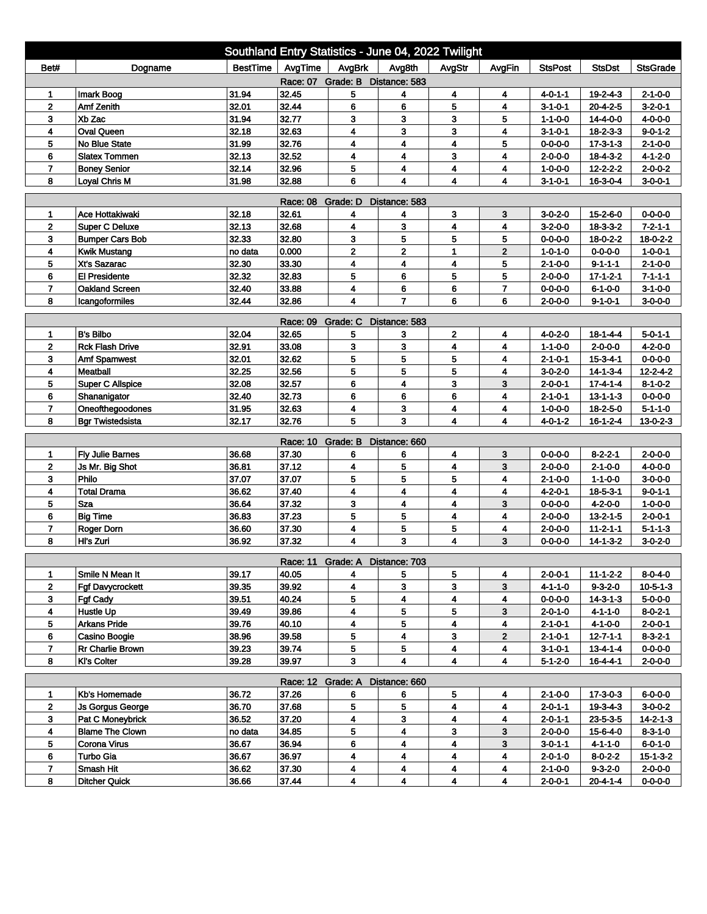| Southland Entry Statistics - June 04, 2022 Twilight | | | | | | | | | | |
|---|---|---|---|---|---|---|---|---|---|---|
| Bet# | Dogname | BestTime | AvgTime | AvgBrk | Avg8th | AvgStr | AvgFin | StsPost | StsDst | StsGrade |
| Race: 07 Grade: B Distance: 583 | | | | | | | | | | |
| 1 | Imark Boog | 31.94 | 32.45 | 5 | 4 | 4 | 4 | 4-0-1-1 | 19-2-4-3 | 2-1-0-0 |
| 2 | Amf Zenith | 32.01 | 32.44 | 6 | 6 | 5 | 4 | 3-1-0-1 | 20-4-2-5 | 3-2-0-1 |
| 3 | Xb Zac | 31.94 | 32.77 | 3 | 3 | 3 | 5 | 1-1-0-0 | 14-4-0-0 | 4-0-0-0 |
| 4 | Oval Queen | 32.18 | 32.63 | 4 | 3 | 3 | 4 | 3-1-0-1 | 18-2-3-3 | 9-0-1-2 |
| 5 | No Blue State | 31.99 | 32.76 | 4 | 4 | 4 | 5 | 0-0-0-0 | 17-3-1-3 | 2-1-0-0 |
| 6 | Slatex Tommen | 32.13 | 32.52 | 4 | 4 | 3 | 4 | 2-0-0-0 | 18-4-3-2 | 4-1-2-0 |
| 7 | Boney Senior | 32.14 | 32.96 | 5 | 4 | 4 | 4 | 1-0-0-0 | 12-2-2-2 | 2-0-0-2 |
| 8 | Loyal Chris M | 31.98 | 32.88 | 6 | 4 | 4 | 4 | 3-1-0-1 | 16-3-0-4 | 3-0-0-1 |
| Race: 08 Grade: D Distance: 583 | | | | | | | | | | |
| 1 | Ace Hottakiwaki | 32.18 | 32.61 | 4 | 4 | 3 | 3 | 3-0-2-0 | 15-2-6-0 | 0-0-0-0 |
| 2 | Super C Deluxe | 32.13 | 32.68 | 4 | 3 | 4 | 4 | 3-2-0-0 | 18-3-3-2 | 7-2-1-1 |
| 3 | Bumper Cars Bob | 32.33 | 32.80 | 3 | 5 | 5 | 5 | 0-0-0-0 | 18-0-2-2 | 18-0-2-2 |
| 4 | Kwik Mustang | no data | 0.000 | 2 | 2 | 1 | 2 | 1-0-1-0 | 0-0-0-0 | 1-0-0-1 |
| 5 | Xt's Sazarac | 32.30 | 33.30 | 4 | 4 | 4 | 5 | 2-1-0-0 | 9-1-1-1 | 2-1-0-0 |
| 6 | El Presidente | 32.32 | 32.83 | 5 | 6 | 5 | 5 | 2-0-0-0 | 17-1-2-1 | 7-1-1-1 |
| 7 | Oakland Screen | 32.40 | 33.88 | 4 | 6 | 6 | 7 | 0-0-0-0 | 6-1-0-0 | 3-1-0-0 |
| 8 | Icangoformiles | 32.44 | 32.86 | 4 | 7 | 6 | 6 | 2-0-0-0 | 9-1-0-1 | 3-0-0-0 |
| Race: 09 Grade: C Distance: 583 | | | | | | | | | | |
| 1 | B's Bilbo | 32.04 | 32.65 | 5 | 3 | 2 | 4 | 4-0-2-0 | 18-1-4-4 | 5-0-1-1 |
| 2 | Rck Flash Drive | 32.91 | 33.08 | 3 | 3 | 4 | 4 | 1-1-0-0 | 2-0-0-0 | 4-2-0-0 |
| 3 | Amf Spamwest | 32.01 | 32.62 | 5 | 5 | 5 | 4 | 2-1-0-1 | 15-3-4-1 | 0-0-0-0 |
| 4 | Meatball | 32.25 | 32.56 | 5 | 5 | 5 | 4 | 3-0-2-0 | 14-1-3-4 | 12-2-4-2 |
| 5 | Super C Allspice | 32.08 | 32.57 | 6 | 4 | 3 | 3 | 2-0-0-1 | 17-4-1-4 | 8-1-0-2 |
| 6 | Shananigator | 32.40 | 32.73 | 6 | 6 | 6 | 4 | 2-1-0-1 | 13-1-1-3 | 0-0-0-0 |
| 7 | Oneofthegoodones | 31.95 | 32.63 | 4 | 3 | 4 | 4 | 1-0-0-0 | 18-2-5-0 | 5-1-1-0 |
| 8 | Bgr Twistedsista | 32.17 | 32.76 | 5 | 3 | 4 | 4 | 4-0-1-2 | 16-1-2-4 | 13-0-2-3 |
| Race: 10 Grade: B Distance: 660 | | | | | | | | | | |
| 1 | Fly Julie Barnes | 36.68 | 37.30 | 6 | 6 | 4 | 3 | 0-0-0-0 | 8-2-2-1 | 2-0-0-0 |
| 2 | Js Mr. Big Shot | 36.81 | 37.12 | 4 | 5 | 4 | 3 | 2-0-0-0 | 2-1-0-0 | 4-0-0-0 |
| 3 | Philo | 37.07 | 37.07 | 5 | 5 | 5 | 4 | 2-1-0-0 | 1-1-0-0 | 3-0-0-0 |
| 4 | Total Drama | 36.62 | 37.40 | 4 | 4 | 4 | 4 | 4-2-0-1 | 18-5-3-1 | 9-0-1-1 |
| 5 | Sza | 36.64 | 37.32 | 3 | 4 | 4 | 3 | 0-0-0-0 | 4-2-0-0 | 1-0-0-0 |
| 6 | Big Time | 36.83 | 37.23 | 5 | 5 | 4 | 4 | 2-0-0-0 | 13-2-1-5 | 2-0-0-1 |
| 7 | Roger Dorn | 36.60 | 37.30 | 4 | 5 | 5 | 4 | 2-0-0-0 | 11-2-1-1 | 5-1-1-3 |
| 8 | Hl's Zuri | 36.92 | 37.32 | 4 | 3 | 4 | 3 | 0-0-0-0 | 14-1-3-2 | 3-0-2-0 |
| Race: 11 Grade: A Distance: 703 | | | | | | | | | | |
| 1 | Smile N Mean It | 39.17 | 40.05 | 4 | 5 | 5 | 4 | 2-0-0-1 | 11-1-2-2 | 8-0-4-0 |
| 2 | Fgf Davycrockett | 39.35 | 39.92 | 4 | 3 | 3 | 3 | 4-1-1-0 | 9-3-2-0 | 10-5-1-3 |
| 3 | Fgf Cady | 39.51 | 40.24 | 5 | 4 | 4 | 4 | 0-0-0-0 | 14-3-1-3 | 5-0-0-0 |
| 4 | Hustle Up | 39.49 | 39.86 | 4 | 5 | 5 | 3 | 2-0-1-0 | 4-1-1-0 | 8-0-2-1 |
| 5 | Arkans Pride | 39.76 | 40.10 | 4 | 5 | 4 | 4 | 2-1-0-1 | 4-1-0-0 | 2-0-0-1 |
| 6 | Casino Boogie | 38.96 | 39.58 | 5 | 4 | 3 | 2 | 2-1-0-1 | 12-7-1-1 | 8-3-2-1 |
| 7 | Rr Charlie Brown | 39.23 | 39.74 | 5 | 5 | 4 | 4 | 3-1-0-1 | 13-4-1-4 | 0-0-0-0 |
| 8 | Kl's Colter | 39.28 | 39.97 | 3 | 4 | 4 | 4 | 5-1-2-0 | 16-4-4-1 | 2-0-0-0 |
| Race: 12 Grade: A Distance: 660 | | | | | | | | | | |
| 1 | Kb's Homemade | 36.72 | 37.26 | 6 | 6 | 5 | 4 | 2-1-0-0 | 17-3-0-3 | 6-0-0-0 |
| 2 | Js Gorgus George | 36.70 | 37.68 | 5 | 5 | 4 | 4 | 2-0-1-1 | 19-3-4-3 | 3-0-0-2 |
| 3 | Pat C Moneybrick | 36.52 | 37.20 | 4 | 3 | 4 | 4 | 2-0-1-1 | 23-5-3-5 | 14-2-1-3 |
| 4 | Blame The Clown | no data | 34.85 | 5 | 4 | 3 | 3 | 2-0-0-0 | 15-6-4-0 | 8-3-1-0 |
| 5 | Corona Virus | 36.67 | 36.94 | 6 | 4 | 4 | 3 | 3-0-1-1 | 4-1-1-0 | 6-0-1-0 |
| 6 | Turbo Gia | 36.67 | 36.97 | 4 | 4 | 4 | 4 | 2-0-1-0 | 8-0-2-2 | 15-1-3-2 |
| 7 | Smash Hit | 36.62 | 37.30 | 4 | 4 | 4 | 4 | 2-1-0-0 | 9-3-2-0 | 2-0-0-0 |
| 8 | Ditcher Quick | 36.66 | 37.44 | 4 | 4 | 4 | 4 | 2-0-0-1 | 20-4-1-4 | 0-0-0-0 |